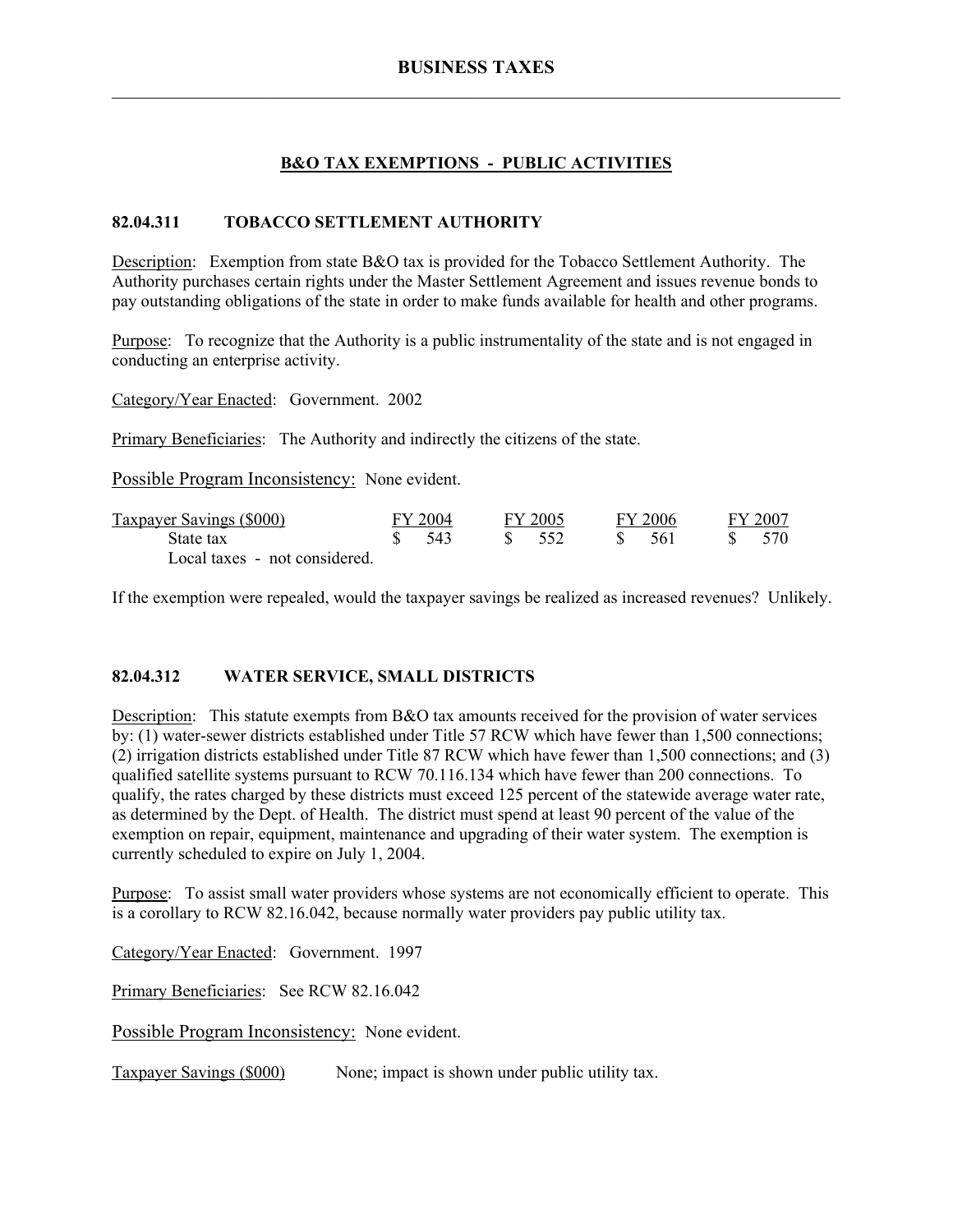# BUSINESS TAXES

## B&O TAX EXEMPTIONS - PUBLIC ACTIVITIES

### 82.04.311 TOBACCO SETTLEMENT AUTHORITY

Description: Exemption from state B&O tax is provided for the Tobacco Settlement Authority. The Authority purchases certain rights under the Master Settlement Agreement and issues revenue bonds to pay outstanding obligations of the state in order to make funds available for health and other programs.

Purpose: To recognize that the Authority is a public instrumentality of the state and is not engaged in conducting an enterprise activity.

Category/Year Enacted: Government. 2002

Primary Beneficiaries: The Authority and indirectly the citizens of the state.

Possible Program Inconsistency: None evident.

| Taxpayer Savings ($000) | FY 2004 | FY 2005 | FY 2006 | FY 2007 |
|---|---|---|---|---|
| State tax | $ 543 | $ 552 | $ 561 | $ 570 |
| Local taxes - not considered. | | | | |

If the exemption were repealed, would the taxpayer savings be realized as increased revenues? Unlikely.

### 82.04.312 WATER SERVICE, SMALL DISTRICTS

Description: This statute exempts from B&O tax amounts received for the provision of water services by: (1) water-sewer districts established under Title 57 RCW which have fewer than 1,500 connections; (2) irrigation districts established under Title 87 RCW which have fewer than 1,500 connections; and (3) qualified satellite systems pursuant to RCW 70.116.134 which have fewer than 200 connections. To qualify, the rates charged by these districts must exceed 125 percent of the statewide average water rate, as determined by the Dept. of Health. The district must spend at least 90 percent of the value of the exemption on repair, equipment, maintenance and upgrading of their water system. The exemption is currently scheduled to expire on July 1, 2004.

Purpose: To assist small water providers whose systems are not economically efficient to operate. This is a corollary to RCW 82.16.042, because normally water providers pay public utility tax.

Category/Year Enacted: Government. 1997

Primary Beneficiaries: See RCW 82.16.042

Possible Program Inconsistency: None evident.

Taxpayer Savings ($000) None; impact is shown under public utility tax.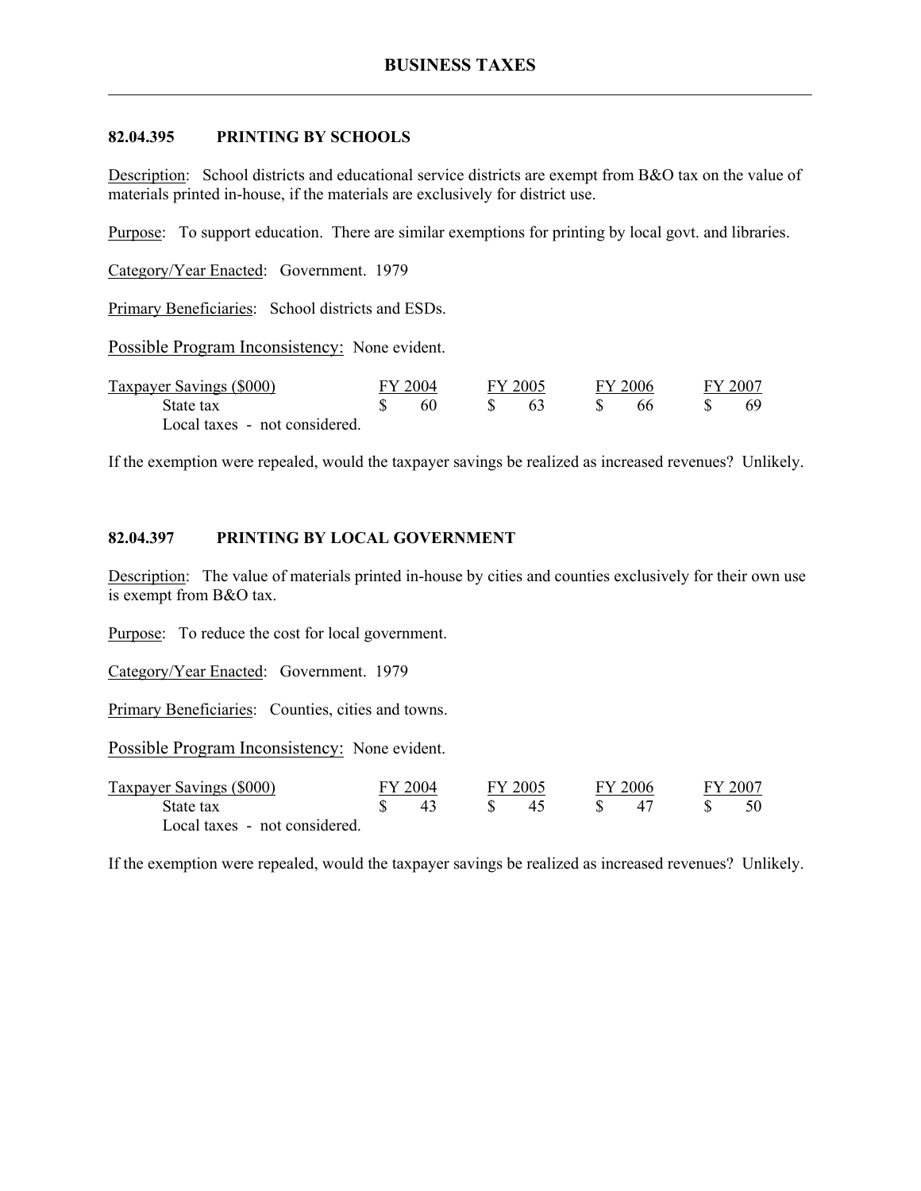# BUSINESS TAXES

## 82.04.395 PRINTING BY SCHOOLS

Description: School districts and educational service districts are exempt from B&O tax on the value of materials printed in-house, if the materials are exclusively for district use.

Purpose: To support education. There are similar exemptions for printing by local govt. and libraries.

Category/Year Enacted: Government. 1979

Primary Beneficiaries: School districts and ESDs.

Possible Program Inconsistency: None evident.

| Taxpayer Savings ($000) | FY 2004 | FY 2005 | FY 2006 | FY 2007 |
|---|---|---|---|---|
| State tax | $ 60 | $ 63 | $ 66 | $ 69 |
| Local taxes - not considered. | | | | |

If the exemption were repealed, would the taxpayer savings be realized as increased revenues? Unlikely.

## 82.04.397 PRINTING BY LOCAL GOVERNMENT

Description: The value of materials printed in-house by cities and counties exclusively for their own use is exempt from B&O tax.

Purpose: To reduce the cost for local government.

Category/Year Enacted: Government. 1979

Primary Beneficiaries: Counties, cities and towns.

Possible Program Inconsistency: None evident.

| Taxpayer Savings ($000) | FY 2004 | FY 2005 | FY 2006 | FY 2007 |
|---|---|---|---|---|
| State tax | $ 43 | $ 45 | $ 47 | $ 50 |
| Local taxes - not considered. | | | | |

If the exemption were repealed, would the taxpayer savings be realized as increased revenues? Unlikely.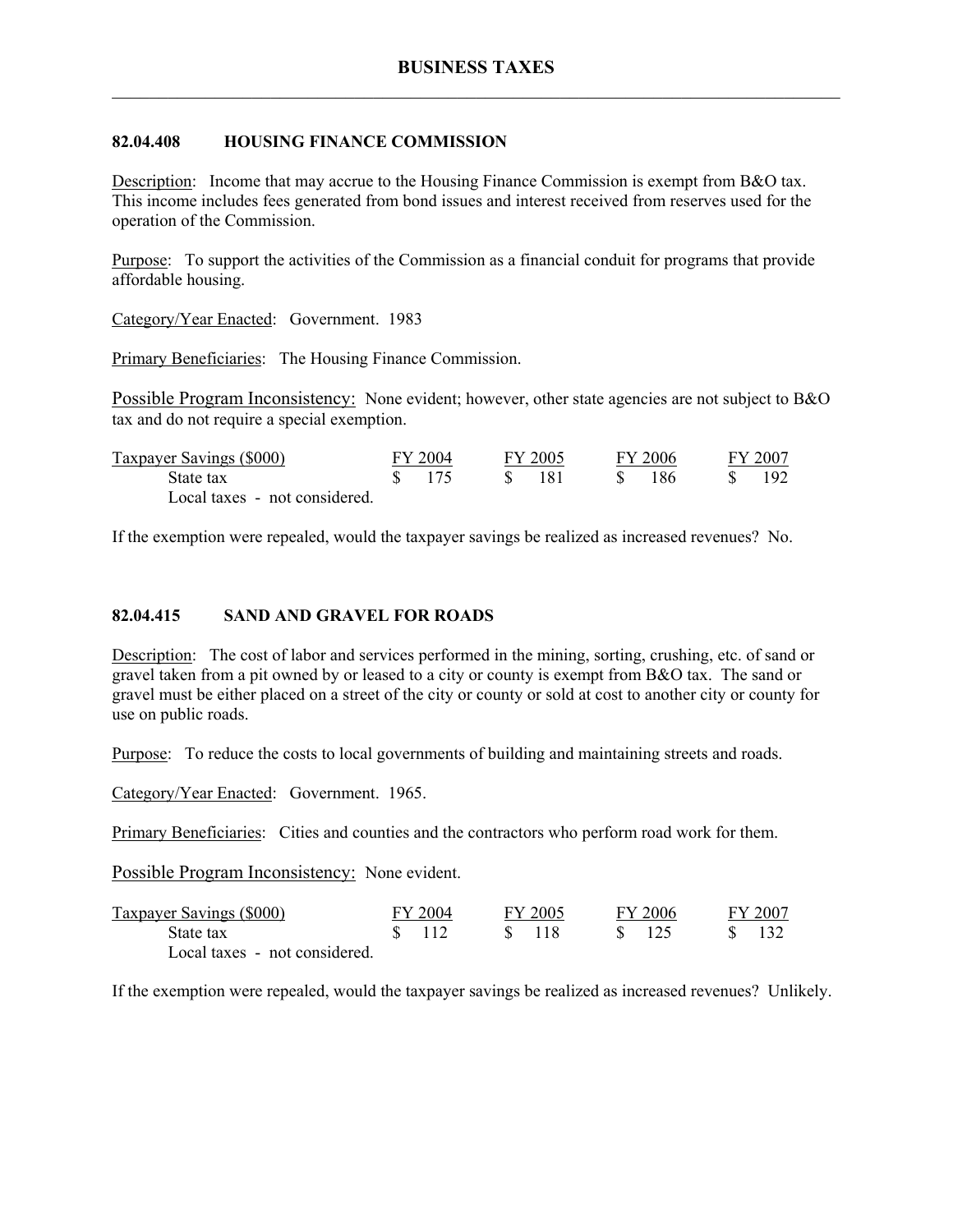# BUSINESS TAXES

## 82.04.408 HOUSING FINANCE COMMISSION

Description: Income that may accrue to the Housing Finance Commission is exempt from B&O tax. This income includes fees generated from bond issues and interest received from reserves used for the operation of the Commission.

Purpose: To support the activities of the Commission as a financial conduit for programs that provide affordable housing.

Category/Year Enacted: Government. 1983

Primary Beneficiaries: The Housing Finance Commission.

Possible Program Inconsistency: None evident; however, other state agencies are not subject to B&O tax and do not require a special exemption.

| Taxpayer Savings ($000) | FY 2004 | FY 2005 | FY 2006 | FY 2007 |
|---|---|---|---|---|
| State tax | $ 175 | $ 181 | $ 186 | $ 192 |
| Local taxes - not considered. | | | | |

If the exemption were repealed, would the taxpayer savings be realized as increased revenues? No.

## 82.04.415 SAND AND GRAVEL FOR ROADS

Description: The cost of labor and services performed in the mining, sorting, crushing, etc. of sand or gravel taken from a pit owned by or leased to a city or county is exempt from B&O tax. The sand or gravel must be either placed on a street of the city or county or sold at cost to another city or county for use on public roads.

Purpose: To reduce the costs to local governments of building and maintaining streets and roads.

Category/Year Enacted: Government. 1965.

Primary Beneficiaries: Cities and counties and the contractors who perform road work for them.

Possible Program Inconsistency: None evident.

| Taxpayer Savings ($000) | FY 2004 | FY 2005 | FY 2006 | FY 2007 |
|---|---|---|---|---|
| State tax | $ 112 | $ 118 | $ 125 | $ 132 |
| Local taxes - not considered. | | | | |

If the exemption were repealed, would the taxpayer savings be realized as increased revenues? Unlikely.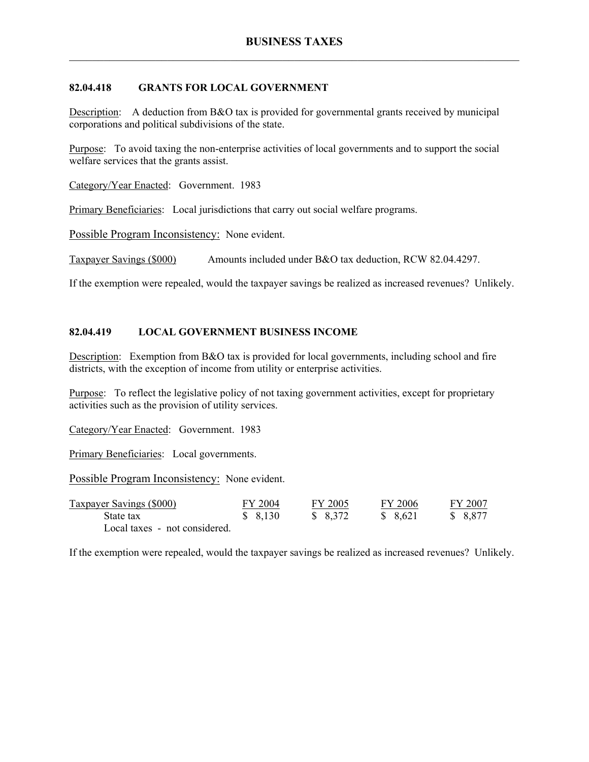## 82.04.418 GRANTS FOR LOCAL GOVERNMENT

Description: A deduction from B&O tax is provided for governmental grants received by municipal corporations and political subdivisions of the state.

Purpose: To avoid taxing the non-enterprise activities of local governments and to support the social welfare services that the grants assist.

Category/Year Enacted: Government. 1983

Primary Beneficiaries: Local jurisdictions that carry out social welfare programs.

Possible Program Inconsistency: None evident.

Taxpayer Savings ($000) Amounts included under B&O tax deduction, RCW 82.04.4297.

If the exemption were repealed, would the taxpayer savings be realized as increased revenues? Unlikely.

## 82.04.419 LOCAL GOVERNMENT BUSINESS INCOME

Description: Exemption from B&O tax is provided for local governments, including school and fire districts, with the exception of income from utility or enterprise activities.

Purpose: To reflect the legislative policy of not taxing government activities, except for proprietary activities such as the provision of utility services.

Category/Year Enacted: Government. 1983

Primary Beneficiaries: Local governments.

Possible Program Inconsistency: None evident.

| Taxpayer Savings ($000) | FY 2004 | FY 2005 | FY 2006 | FY 2007 |
|---|---|---|---|---|
| State tax | $ 8,130 | $ 8,372 | $ 8,621 | $ 8,877 |
| Local taxes - not considered. | | | | |

If the exemption were repealed, would the taxpayer savings be realized as increased revenues? Unlikely.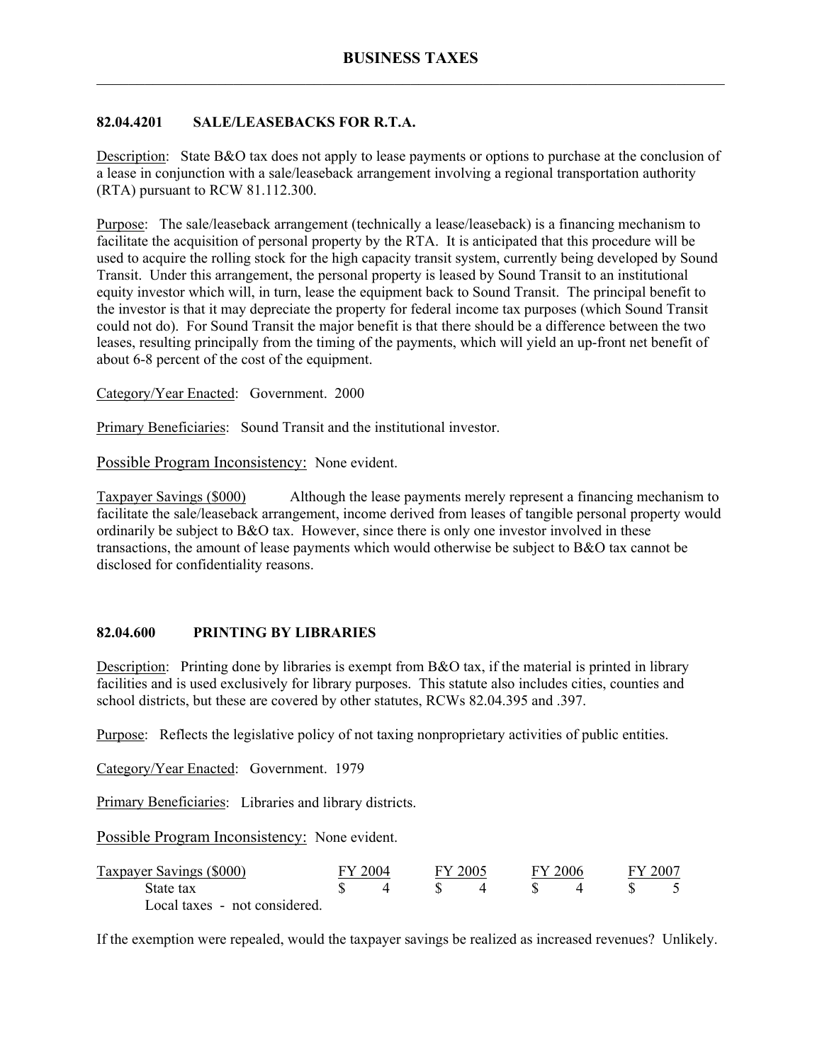## 82.04.4201 SALE/LEASEBACKS FOR R.T.A.

Description: State B&O tax does not apply to lease payments or options to purchase at the conclusion of a lease in conjunction with a sale/leaseback arrangement involving a regional transportation authority (RTA) pursuant to RCW 81.112.300.

Purpose: The sale/leaseback arrangement (technically a lease/leaseback) is a financing mechanism to facilitate the acquisition of personal property by the RTA. It is anticipated that this procedure will be used to acquire the rolling stock for the high capacity transit system, currently being developed by Sound Transit. Under this arrangement, the personal property is leased by Sound Transit to an institutional equity investor which will, in turn, lease the equipment back to Sound Transit. The principal benefit to the investor is that it may depreciate the property for federal income tax purposes (which Sound Transit could not do). For Sound Transit the major benefit is that there should be a difference between the two leases, resulting principally from the timing of the payments, which will yield an up-front net benefit of about 6-8 percent of the cost of the equipment.

Category/Year Enacted: Government. 2000

Primary Beneficiaries: Sound Transit and the institutional investor.

Possible Program Inconsistency: None evident.

Taxpayer Savings ($000) Although the lease payments merely represent a financing mechanism to facilitate the sale/leaseback arrangement, income derived from leases of tangible personal property would ordinarily be subject to B&O tax. However, since there is only one investor involved in these transactions, the amount of lease payments which would otherwise be subject to B&O tax cannot be disclosed for confidentiality reasons.

## 82.04.600 PRINTING BY LIBRARIES

Description: Printing done by libraries is exempt from B&O tax, if the material is printed in library facilities and is used exclusively for library purposes. This statute also includes cities, counties and school districts, but these are covered by other statutes, RCWs 82.04.395 and .397.

Purpose: Reflects the legislative policy of not taxing nonproprietary activities of public entities.

Category/Year Enacted: Government. 1979

Primary Beneficiaries: Libraries and library districts.

Possible Program Inconsistency: None evident.

| Taxpayer Savings ($000) | FY 2004 | FY 2005 | FY 2006 | FY 2007 |
|---|---|---|---|---|
| State tax | $ 4 | $ 4 | $ 4 | $ 5 |
| Local taxes - not considered. | | | | |

If the exemption were repealed, would the taxpayer savings be realized as increased revenues? Unlikely.